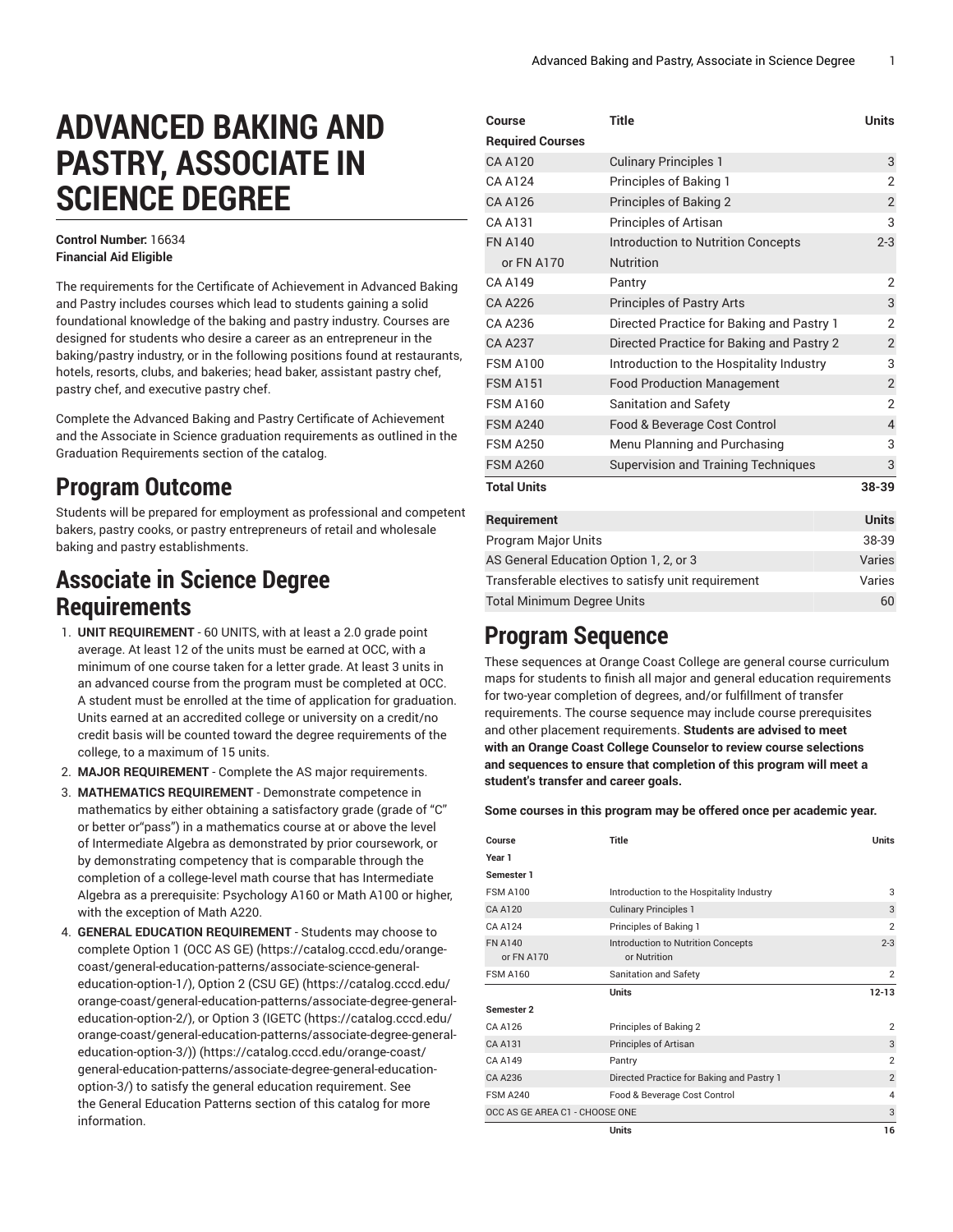# ADVANCED BAKING AND PASTRY, ASSOCIATE IN SCIENCE DEGREE

**Control Number:** 16634
**Financial Aid Eligible**

The requirements for the Certificate of Achievement in Advanced Baking and Pastry includes courses which lead to students gaining a solid foundational knowledge of the baking and pastry industry. Courses are designed for students who desire a career as an entrepreneur in the baking/pastry industry, or in the following positions found at restaurants, hotels, resorts, clubs, and bakeries; head baker, assistant pastry chef, pastry chef, and executive pastry chef.

Complete the Advanced Baking and Pastry Certificate of Achievement and the Associate in Science graduation requirements as outlined in the Graduation Requirements section of the catalog.

## Program Outcome

Students will be prepared for employment as professional and competent bakers, pastry cooks, or pastry entrepreneurs of retail and wholesale baking and pastry establishments.

## Associate in Science Degree Requirements

1. **UNIT REQUIREMENT** - 60 UNITS, with at least a 2.0 grade point average. At least 12 of the units must be earned at OCC, with a minimum of one course taken for a letter grade. At least 3 units in an advanced course from the program must be completed at OCC. A student must be enrolled at the time of application for graduation. Units earned at an accredited college or university on a credit/no credit basis will be counted toward the degree requirements of the college, to a maximum of 15 units.
2. **MAJOR REQUIREMENT** - Complete the AS major requirements.
3. **MATHEMATICS REQUIREMENT** - Demonstrate competence in mathematics by either obtaining a satisfactory grade (grade of "C" or better or"pass") in a mathematics course at or above the level of Intermediate Algebra as demonstrated by prior coursework, or by demonstrating competency that is comparable through the completion of a college-level math course that has Intermediate Algebra as a prerequisite: Psychology A160 or Math A100 or higher, with the exception of Math A220.
4. **GENERAL EDUCATION REQUIREMENT** - Students may choose to complete Option 1 (OCC AS GE) (https://catalog.cccd.edu/orange-coast/general-education-patterns/associate-science-general-education-option-1/), Option 2 (CSU GE) (https://catalog.cccd.edu/orange-coast/general-education-patterns/associate-degree-general-education-option-2/), or Option 3 (IGETC (https://catalog.cccd.edu/orange-coast/general-education-patterns/associate-degree-general-education-option-3/)) (https://catalog.cccd.edu/orange-coast/general-education-patterns/associate-degree-general-education-option-3/) to satisfy the general education requirement. See the General Education Patterns section of this catalog for more information.

| Course | Title | Units |
|---|---|---|
| **Required Courses** | | |
| CA A120 | Culinary Principles 1 | 3 |
| CA A124 | Principles of Baking 1 | 2 |
| CA A126 | Principles of Baking 2 | 2 |
| CA A131 | Principles of Artisan | 3 |
| FN A140<br>or FN A170 | Introduction to Nutrition Concepts<br>Nutrition | 2-3 |
| CA A149 | Pantry | 2 |
| CA A226 | Principles of Pastry Arts | 3 |
| CA A236 | Directed Practice for Baking and Pastry 1 | 2 |
| CA A237 | Directed Practice for Baking and Pastry 2 | 2 |
| FSM A100 | Introduction to the Hospitality Industry | 3 |
| FSM A151 | Food Production Management | 2 |
| FSM A160 | Sanitation and Safety | 2 |
| FSM A240 | Food & Beverage Cost Control | 4 |
| FSM A250 | Menu Planning and Purchasing | 3 |
| FSM A260 | Supervision and Training Techniques | 3 |
| **Total Units** | | **38-39** |

| Requirement | Units |
|---|---|
| Program Major Units | 38-39 |
| AS General Education Option 1, 2, or 3 | Varies |
| Transferable electives to satisfy unit requirement | Varies |
| Total Minimum Degree Units | 60 |

## Program Sequence

These sequences at Orange Coast College are general course curriculum maps for students to finish all major and general education requirements for two-year completion of degrees, and/or fulfillment of transfer requirements. The course sequence may include course prerequisites and other placement requirements. **Students are advised to meet with an Orange Coast College Counselor to review course selections and sequences to ensure that completion of this program will meet a student's transfer and career goals.**

**Some courses in this program may be offered once per academic year.**

| Course | Title | Units |
|---|---|---|
| **Year 1** | | |
| **Semester 1** | | |
| FSM A100 | Introduction to the Hospitality Industry | 3 |
| CA A120 | Culinary Principles 1 | 3 |
| CA A124 | Principles of Baking 1 | 2 |
| FN A140<br>or FN A170 | Introduction to Nutrition Concepts<br>or Nutrition | 2-3 |
| FSM A160 | Sanitation and Safety | 2 |
| | **Units** | **12-13** |
| **Semester 2** | | |
| CA A126 | Principles of Baking 2 | 2 |
| CA A131 | Principles of Artisan | 3 |
| CA A149 | Pantry | 2 |
| CA A236 | Directed Practice for Baking and Pastry 1 | 2 |
| FSM A240 | Food & Beverage Cost Control | 4 |
| OCC AS GE AREA C1 - CHOOSE ONE | | 3 |
| | **Units** | **16** |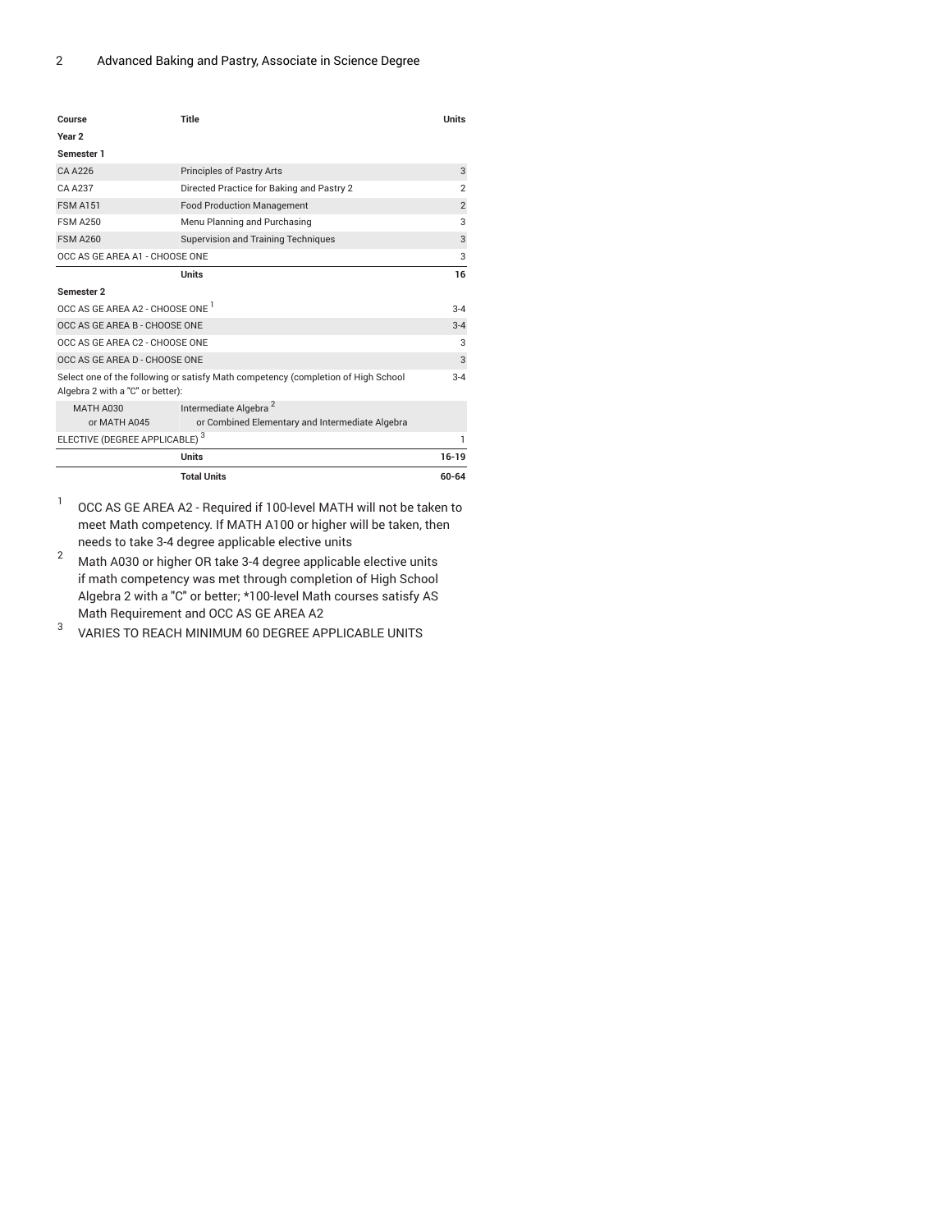| Course | Title | Units |
| --- | --- | --- |
| **Year 2** | | |
| **Semester 1** | | |
| CA A226 | Principles of Pastry Arts | 3 |
| CA A237 | Directed Practice for Baking and Pastry 2 | 2 |
| FSM A151 | Food Production Management | 2 |
| FSM A250 | Menu Planning and Purchasing | 3 |
| FSM A260 | Supervision and Training Techniques | 3 |
| OCC AS GE AREA A1 - CHOOSE ONE | | 3 |
| | **Units** | **16** |
| **Semester 2** | | |
| OCC AS GE AREA A2 - CHOOSE ONE [1] | | 3-4 |
| OCC AS GE AREA B - CHOOSE ONE | | 3-4 |
| OCC AS GE AREA C2 - CHOOSE ONE | | 3 |
| OCC AS GE AREA D - CHOOSE ONE | | 3 |
| Select one of the following or satisfy Math competency (completion of High School Algebra 2 with a "C" or better): | | 3-4 |
| MATH A030 | Intermediate Algebra [2] | |
| or MATH A045 | or Combined Elementary and Intermediate Algebra | |
| ELECTIVE (DEGREE APPLICABLE) [3] | | 1 |
| | **Units** | **16-19** |
| | **Total Units** | **60-64** |

1. OCC AS GE AREA A2 - Required if 100-level MATH will not be taken to meet Math competency. If MATH A100 or higher will be taken, then needs to take 3-4 degree applicable elective units
2. Math A030 or higher OR take 3-4 degree applicable elective units if math competency was met through completion of High School Algebra 2 with a "C" or better; *100-level Math courses satisfy AS Math Requirement and OCC AS GE AREA A2
3. VARIES TO REACH MINIMUM 60 DEGREE APPLICABLE UNITS